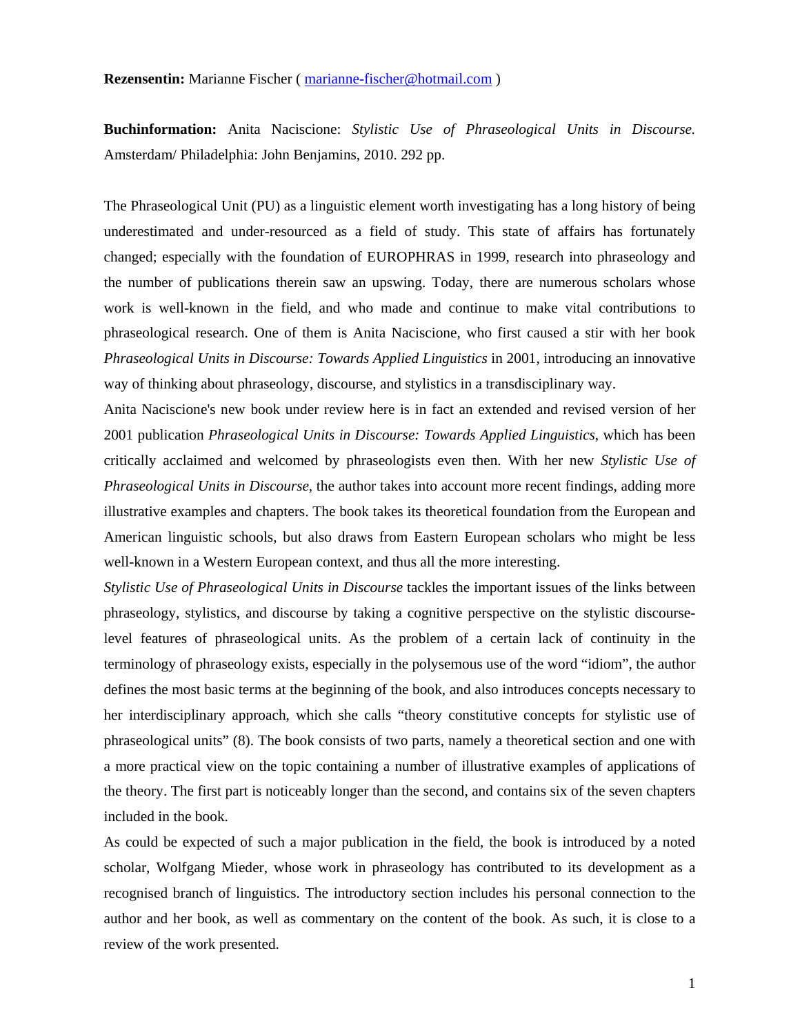**Rezensentin:** Marianne Fischer ( marianne-fischer@hotmail.com )

**Buchinformation:** Anita Naciscione: *Stylistic Use of Phraseological Units in Discourse.* Amsterdam/ Philadelphia: John Benjamins, 2010. 292 pp.

The Phraseological Unit (PU) as a linguistic element worth investigating has a long history of being underestimated and under-resourced as a field of study. This state of affairs has fortunately changed; especially with the foundation of EUROPHRAS in 1999, research into phraseology and the number of publications therein saw an upswing. Today, there are numerous scholars whose work is well-known in the field, and who made and continue to make vital contributions to phraseological research. One of them is Anita Naciscione, who first caused a stir with her book *Phraseological Units in Discourse: Towards Applied Linguistics* in 2001, introducing an innovative way of thinking about phraseology, discourse, and stylistics in a transdisciplinary way.

Anita Naciscione's new book under review here is in fact an extended and revised version of her 2001 publication *Phraseological Units in Discourse: Towards Applied Linguistics*, which has been critically acclaimed and welcomed by phraseologists even then. With her new *Stylistic Use of Phraseological Units in Discourse*, the author takes into account more recent findings, adding more illustrative examples and chapters. The book takes its theoretical foundation from the European and American linguistic schools, but also draws from Eastern European scholars who might be less well-known in a Western European context, and thus all the more interesting.

*Stylistic Use of Phraseological Units in Discourse* tackles the important issues of the links between phraseology, stylistics, and discourse by taking a cognitive perspective on the stylistic discourse-level features of phraseological units. As the problem of a certain lack of continuity in the terminology of phraseology exists, especially in the polysemous use of the word "idiom", the author defines the most basic terms at the beginning of the book, and also introduces concepts necessary to her interdisciplinary approach, which she calls "theory constitutive concepts for stylistic use of phraseological units" (8). The book consists of two parts, namely a theoretical section and one with a more practical view on the topic containing a number of illustrative examples of applications of the theory. The first part is noticeably longer than the second, and contains six of the seven chapters included in the book.

As could be expected of such a major publication in the field, the book is introduced by a noted scholar, Wolfgang Mieder, whose work in phraseology has contributed to its development as a recognised branch of linguistics. The introductory section includes his personal connection to the author and her book, as well as commentary on the content of the book. As such, it is close to a review of the work presented.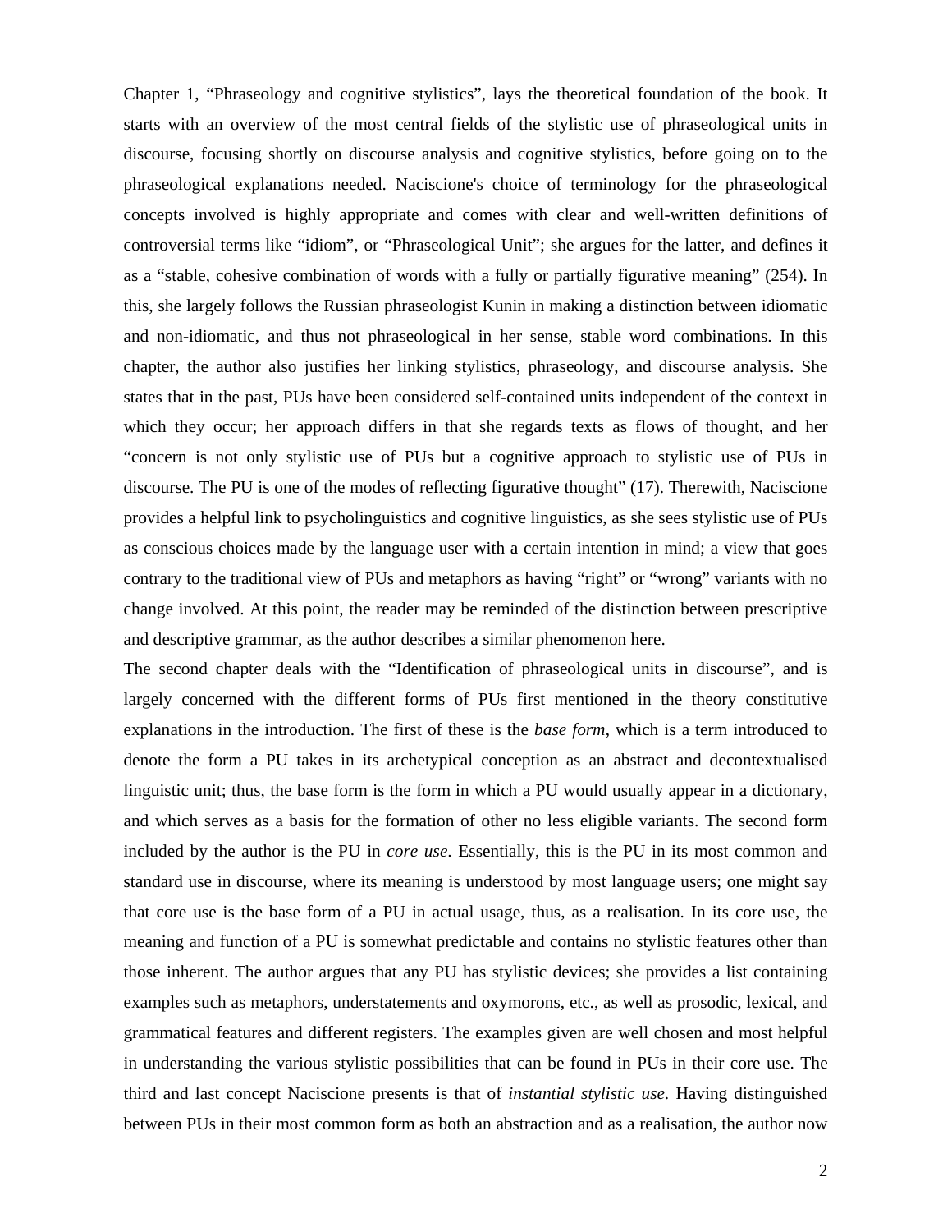Chapter 1, “Phraseology and cognitive stylistics”, lays the theoretical foundation of the book. It starts with an overview of the most central fields of the stylistic use of phraseological units in discourse, focusing shortly on discourse analysis and cognitive stylistics, before going on to the phraseological explanations needed. Naciscione's choice of terminology for the phraseological concepts involved is highly appropriate and comes with clear and well-written definitions of controversial terms like “idiom”, or “Phraseological Unit”; she argues for the latter, and defines it as a “stable, cohesive combination of words with a fully or partially figurative meaning” (254). In this, she largely follows the Russian phraseologist Kunin in making a distinction between idiomatic and non-idiomatic, and thus not phraseological in her sense, stable word combinations. In this chapter, the author also justifies her linking stylistics, phraseology, and discourse analysis. She states that in the past, PUs have been considered self-contained units independent of the context in which they occur; her approach differs in that she regards texts as flows of thought, and her “concern is not only stylistic use of PUs but a cognitive approach to stylistic use of PUs in discourse. The PU is one of the modes of reflecting figurative thought” (17). Therewith, Naciscione provides a helpful link to psycholinguistics and cognitive linguistics, as she sees stylistic use of PUs as conscious choices made by the language user with a certain intention in mind; a view that goes contrary to the traditional view of PUs and metaphors as having “right” or “wrong” variants with no change involved. At this point, the reader may be reminded of the distinction between prescriptive and descriptive grammar, as the author describes a similar phenomenon here.

The second chapter deals with the “Identification of phraseological units in discourse”, and is largely concerned with the different forms of PUs first mentioned in the theory constitutive explanations in the introduction. The first of these is the *base form*, which is a term introduced to denote the form a PU takes in its archetypical conception as an abstract and decontextualised linguistic unit; thus, the base form is the form in which a PU would usually appear in a dictionary, and which serves as a basis for the formation of other no less eligible variants. The second form included by the author is the PU in *core use*. Essentially, this is the PU in its most common and standard use in discourse, where its meaning is understood by most language users; one might say that core use is the base form of a PU in actual usage, thus, as a realisation. In its core use, the meaning and function of a PU is somewhat predictable and contains no stylistic features other than those inherent. The author argues that any PU has stylistic devices; she provides a list containing examples such as metaphors, understatements and oxymorons, etc., as well as prosodic, lexical, and grammatical features and different registers. The examples given are well chosen and most helpful in understanding the various stylistic possibilities that can be found in PUs in their core use. The third and last concept Naciscione presents is that of *instantial stylistic use*. Having distinguished between PUs in their most common form as both an abstraction and as a realisation, the author now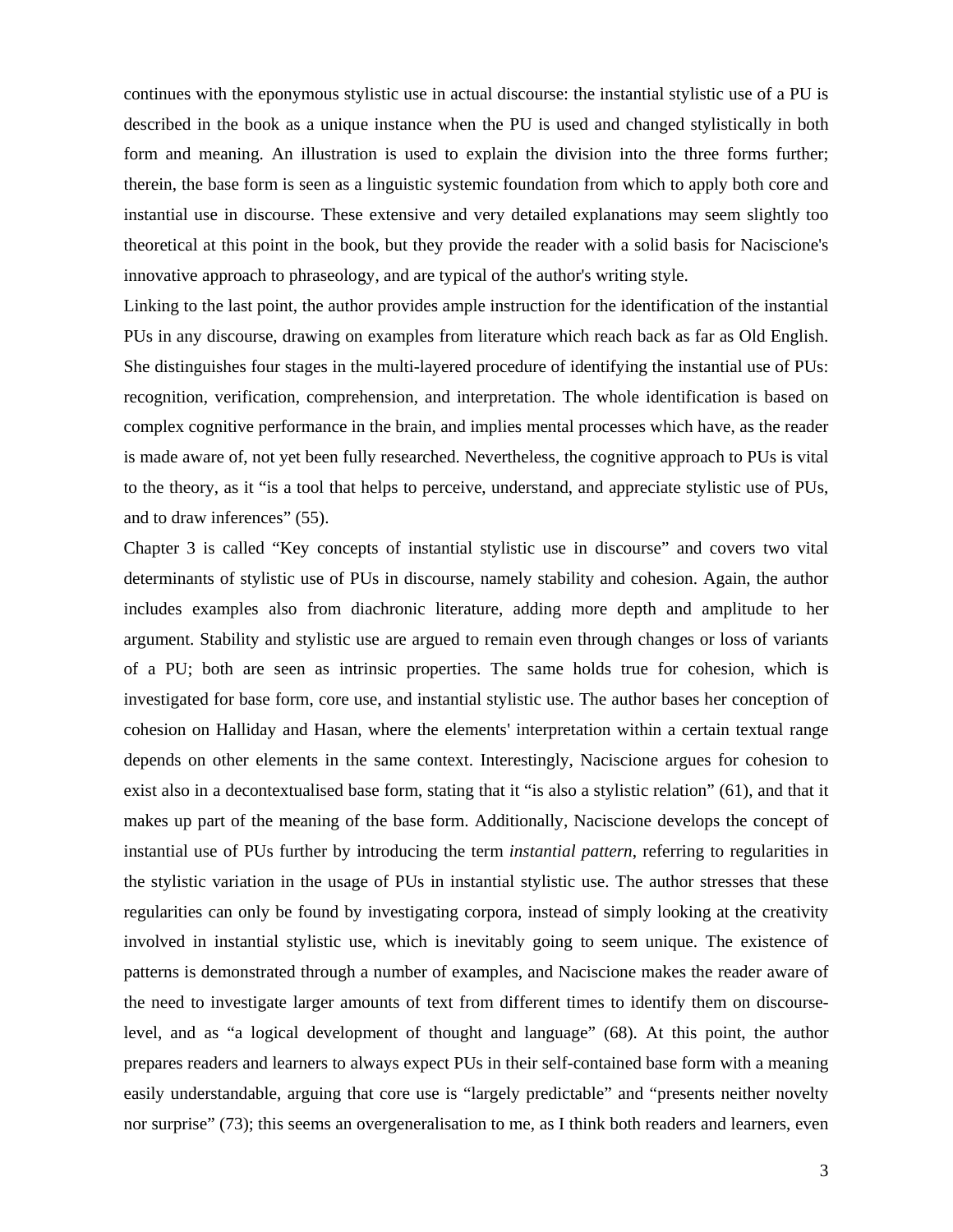continues with the eponymous stylistic use in actual discourse: the instantial stylistic use of a PU is described in the book as a unique instance when the PU is used and changed stylistically in both form and meaning. An illustration is used to explain the division into the three forms further; therein, the base form is seen as a linguistic systemic foundation from which to apply both core and instantial use in discourse. These extensive and very detailed explanations may seem slightly too theoretical at this point in the book, but they provide the reader with a solid basis for Naciscione's innovative approach to phraseology, and are typical of the author's writing style.

Linking to the last point, the author provides ample instruction for the identification of the instantial PUs in any discourse, drawing on examples from literature which reach back as far as Old English. She distinguishes four stages in the multi-layered procedure of identifying the instantial use of PUs: recognition, verification, comprehension, and interpretation. The whole identification is based on complex cognitive performance in the brain, and implies mental processes which have, as the reader is made aware of, not yet been fully researched. Nevertheless, the cognitive approach to PUs is vital to the theory, as it "is a tool that helps to perceive, understand, and appreciate stylistic use of PUs, and to draw inferences" (55).

Chapter 3 is called "Key concepts of instantial stylistic use in discourse" and covers two vital determinants of stylistic use of PUs in discourse, namely stability and cohesion. Again, the author includes examples also from diachronic literature, adding more depth and amplitude to her argument. Stability and stylistic use are argued to remain even through changes or loss of variants of a PU; both are seen as intrinsic properties. The same holds true for cohesion, which is investigated for base form, core use, and instantial stylistic use. The author bases her conception of cohesion on Halliday and Hasan, where the elements' interpretation within a certain textual range depends on other elements in the same context. Interestingly, Naciscione argues for cohesion to exist also in a decontextualised base form, stating that it "is also a stylistic relation" (61), and that it makes up part of the meaning of the base form. Additionally, Naciscione develops the concept of instantial use of PUs further by introducing the term *instantial pattern*, referring to regularities in the stylistic variation in the usage of PUs in instantial stylistic use. The author stresses that these regularities can only be found by investigating corpora, instead of simply looking at the creativity involved in instantial stylistic use, which is inevitably going to seem unique. The existence of patterns is demonstrated through a number of examples, and Naciscione makes the reader aware of the need to investigate larger amounts of text from different times to identify them on discourse-level, and as "a logical development of thought and language" (68). At this point, the author prepares readers and learners to always expect PUs in their self-contained base form with a meaning easily understandable, arguing that core use is "largely predictable" and "presents neither novelty nor surprise" (73); this seems an overgeneralisation to me, as I think both readers and learners, even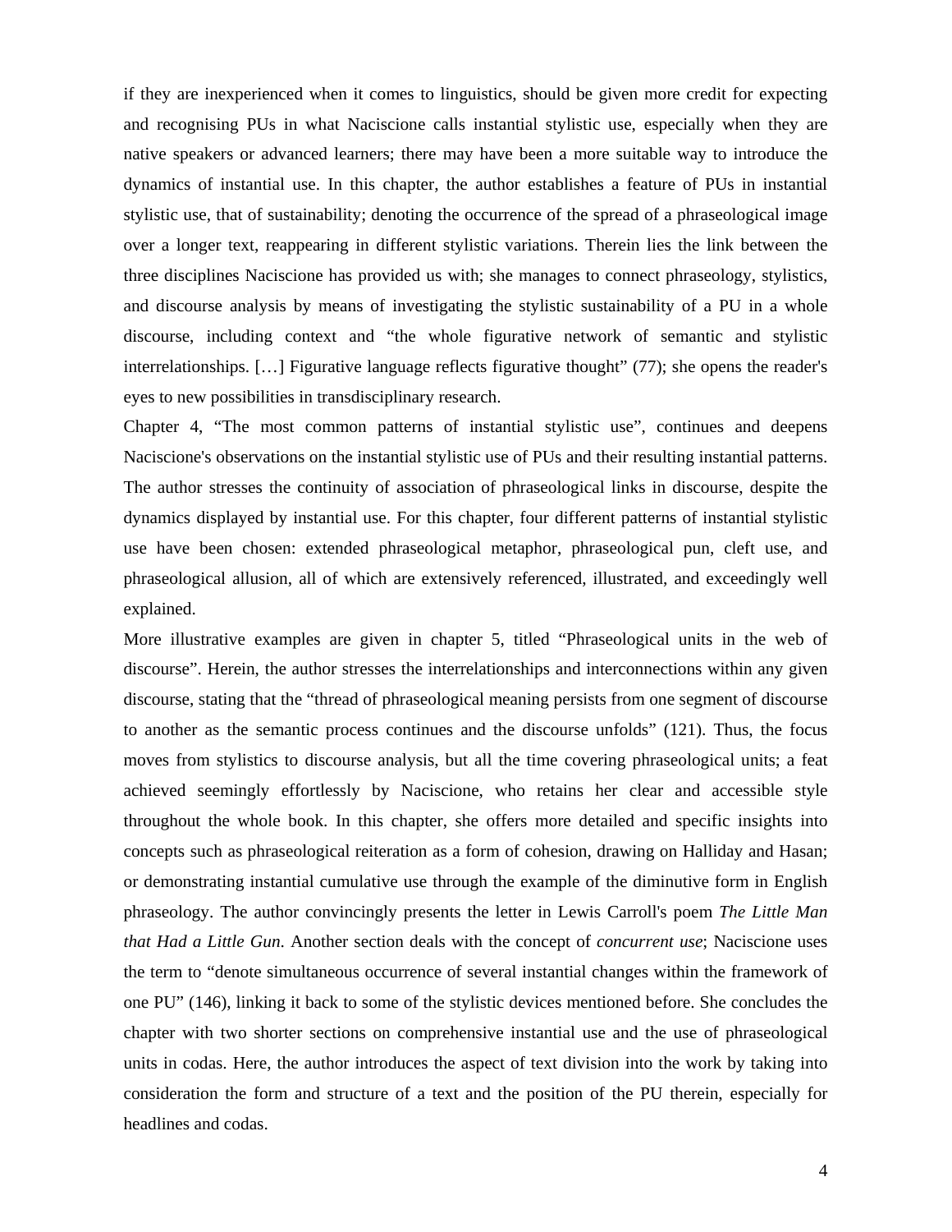if they are inexperienced when it comes to linguistics, should be given more credit for expecting and recognising PUs in what Naciscione calls instantial stylistic use, especially when they are native speakers or advanced learners; there may have been a more suitable way to introduce the dynamics of instantial use. In this chapter, the author establishes a feature of PUs in instantial stylistic use, that of sustainability; denoting the occurrence of the spread of a phraseological image over a longer text, reappearing in different stylistic variations. Therein lies the link between the three disciplines Naciscione has provided us with; she manages to connect phraseology, stylistics, and discourse analysis by means of investigating the stylistic sustainability of a PU in a whole discourse, including context and "the whole figurative network of semantic and stylistic interrelationships. […] Figurative language reflects figurative thought" (77); she opens the reader's eyes to new possibilities in transdisciplinary research.

Chapter 4, "The most common patterns of instantial stylistic use", continues and deepens Naciscione's observations on the instantial stylistic use of PUs and their resulting instantial patterns. The author stresses the continuity of association of phraseological links in discourse, despite the dynamics displayed by instantial use. For this chapter, four different patterns of instantial stylistic use have been chosen: extended phraseological metaphor, phraseological pun, cleft use, and phraseological allusion, all of which are extensively referenced, illustrated, and exceedingly well explained.

More illustrative examples are given in chapter 5, titled "Phraseological units in the web of discourse". Herein, the author stresses the interrelationships and interconnections within any given discourse, stating that the "thread of phraseological meaning persists from one segment of discourse to another as the semantic process continues and the discourse unfolds" (121). Thus, the focus moves from stylistics to discourse analysis, but all the time covering phraseological units; a feat achieved seemingly effortlessly by Naciscione, who retains her clear and accessible style throughout the whole book. In this chapter, she offers more detailed and specific insights into concepts such as phraseological reiteration as a form of cohesion, drawing on Halliday and Hasan; or demonstrating instantial cumulative use through the example of the diminutive form in English phraseology. The author convincingly presents the letter in Lewis Carroll's poem *The Little Man that Had a Little Gun*. Another section deals with the concept of *concurrent use*; Naciscione uses the term to "denote simultaneous occurrence of several instantial changes within the framework of one PU" (146), linking it back to some of the stylistic devices mentioned before. She concludes the chapter with two shorter sections on comprehensive instantial use and the use of phraseological units in codas. Here, the author introduces the aspect of text division into the work by taking into consideration the form and structure of a text and the position of the PU therein, especially for headlines and codas.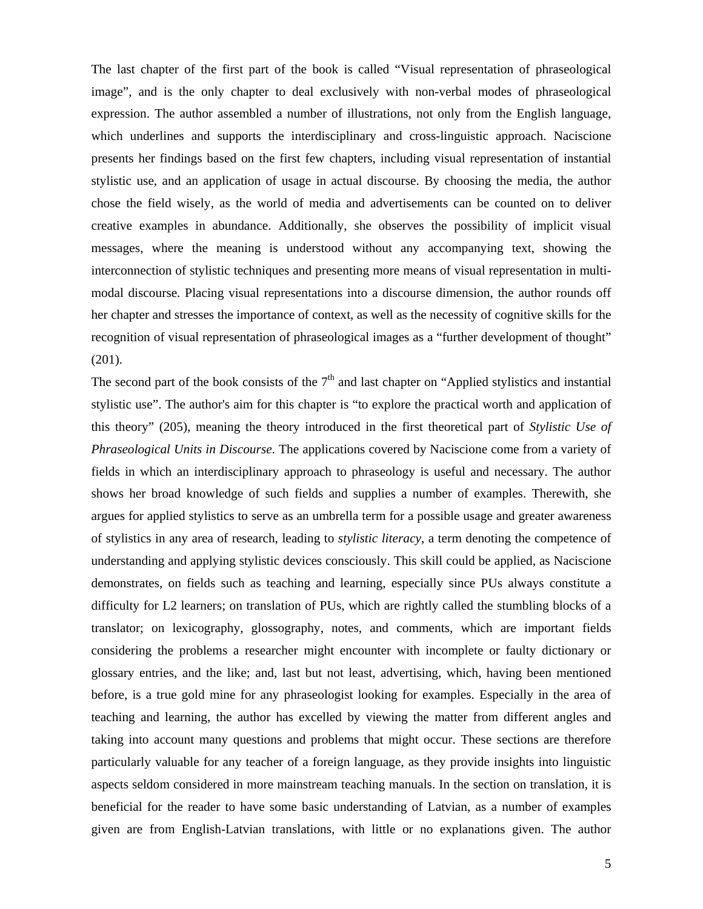The last chapter of the first part of the book is called “Visual representation of phraseological image”, and is the only chapter to deal exclusively with non-verbal modes of phraseological expression. The author assembled a number of illustrations, not only from the English language, which underlines and supports the interdisciplinary and cross-linguistic approach. Naciscione presents her findings based on the first few chapters, including visual representation of instantial stylistic use, and an application of usage in actual discourse. By choosing the media, the author chose the field wisely, as the world of media and advertisements can be counted on to deliver creative examples in abundance. Additionally, she observes the possibility of implicit visual messages, where the meaning is understood without any accompanying text, showing the interconnection of stylistic techniques and presenting more means of visual representation in multi-modal discourse. Placing visual representations into a discourse dimension, the author rounds off her chapter and stresses the importance of context, as well as the necessity of cognitive skills for the recognition of visual representation of phraseological images as a “further development of thought” (201).

The second part of the book consists of the 7th and last chapter on “Applied stylistics and instantial stylistic use”. The author's aim for this chapter is “to explore the practical worth and application of this theory” (205), meaning the theory introduced in the first theoretical part of *Stylistic Use of Phraseological Units in Discourse*. The applications covered by Naciscione come from a variety of fields in which an interdisciplinary approach to phraseology is useful and necessary. The author shows her broad knowledge of such fields and supplies a number of examples. Therewith, she argues for applied stylistics to serve as an umbrella term for a possible usage and greater awareness of stylistics in any area of research, leading to *stylistic literacy*, a term denoting the competence of understanding and applying stylistic devices consciously. This skill could be applied, as Naciscione demonstrates, on fields such as teaching and learning, especially since PUs always constitute a difficulty for L2 learners; on translation of PUs, which are rightly called the stumbling blocks of a translator; on lexicography, glossography, notes, and comments, which are important fields considering the problems a researcher might encounter with incomplete or faulty dictionary or glossary entries, and the like; and, last but not least, advertising, which, having been mentioned before, is a true gold mine for any phraseologist looking for examples. Especially in the area of teaching and learning, the author has excelled by viewing the matter from different angles and taking into account many questions and problems that might occur. These sections are therefore particularly valuable for any teacher of a foreign language, as they provide insights into linguistic aspects seldom considered in more mainstream teaching manuals. In the section on translation, it is beneficial for the reader to have some basic understanding of Latvian, as a number of examples given are from English-Latvian translations, with little or no explanations given. The author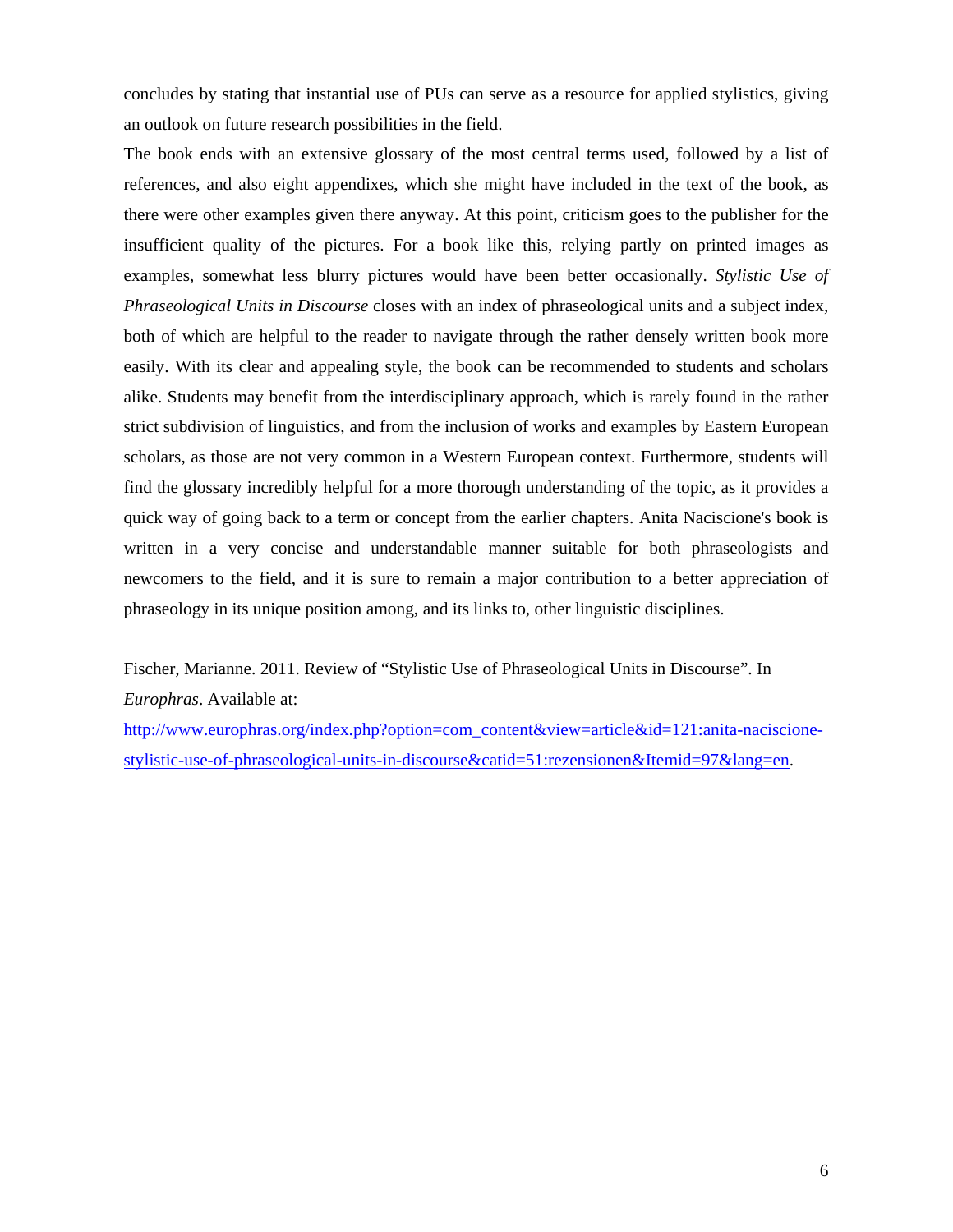concludes by stating that instantial use of PUs can serve as a resource for applied stylistics, giving an outlook on future research possibilities in the field.

The book ends with an extensive glossary of the most central terms used, followed by a list of references, and also eight appendixes, which she might have included in the text of the book, as there were other examples given there anyway. At this point, criticism goes to the publisher for the insufficient quality of the pictures. For a book like this, relying partly on printed images as examples, somewhat less blurry pictures would have been better occasionally. *Stylistic Use of Phraseological Units in Discourse* closes with an index of phraseological units and a subject index, both of which are helpful to the reader to navigate through the rather densely written book more easily. With its clear and appealing style, the book can be recommended to students and scholars alike. Students may benefit from the interdisciplinary approach, which is rarely found in the rather strict subdivision of linguistics, and from the inclusion of works and examples by Eastern European scholars, as those are not very common in a Western European context. Furthermore, students will find the glossary incredibly helpful for a more thorough understanding of the topic, as it provides a quick way of going back to a term or concept from the earlier chapters. Anita Naciscione's book is written in a very concise and understandable manner suitable for both phraseologists and newcomers to the field, and it is sure to remain a major contribution to a better appreciation of phraseology in its unique position among, and its links to, other linguistic disciplines.

Fischer, Marianne. 2011. Review of "Stylistic Use of Phraseological Units in Discourse". In *Europhras*. Available at: [http://www.europhras.org/index.php?option=com_content&view=article&id=121:anita-naciscione-stylistic-use-of-phraseological-units-in-discourse&catid=51:rezensionen&Itemid=97&lang=en](http://www.europhras.org/index.php?option=com_content&view=article&id=121:anita-naciscione-stylistic-use-of-phraseological-units-in-discourse&catid=51:rezensionen&Itemid=97&lang=en).